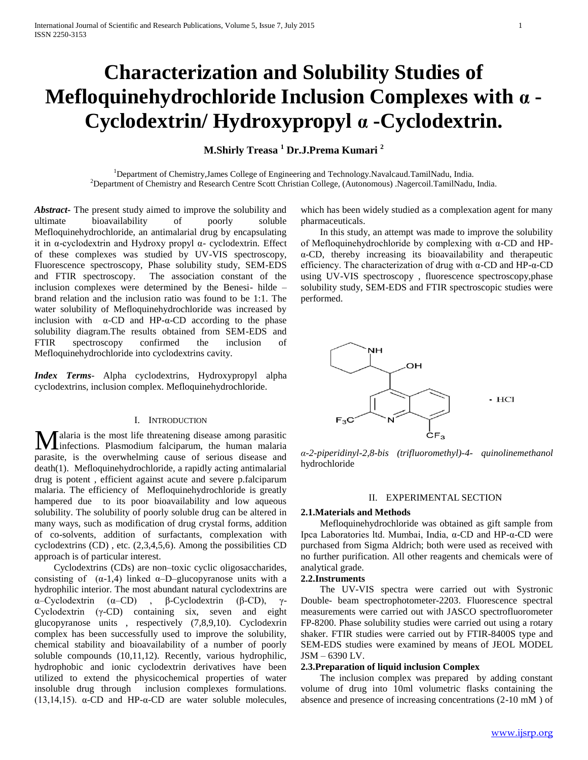# Characterization and Solubility Studies of Mefloquinehydrochloride Inclusion Complexes with α - Cyclodextrin/ Hydroxypropyl α -Cyclodextrin.

**M.Shirly Treasa [1] Dr.J.Prema Kumari [2]**

[1]Department of Chemistry,James College of Engineering and Technology.Navalcaud.TamilNadu, India.
[2]Department of Chemistry and Research Centre Scott Christian College, (Autonomous) .Nagercoil.TamilNadu, India.

***Abstract***- The present study aimed to improve the solubility and ultimate bioavailability of poorly soluble Mefloquinehydrochloride, an antimalarial drug by encapsulating it in α-cyclodextrin and Hydroxy propyl α- cyclodextrin. Effect of these complexes was studied by UV-VIS spectroscopy, Fluorescence spectroscopy, Phase solubility study, SEM-EDS and FTIR spectroscopy. The association constant of the inclusion complexes were determined by the Benesi- hilde – brand relation and the inclusion ratio was found to be 1:1. The water solubility of Mefloquinehydrochloride was increased by inclusion with α-CD and HP-α-CD according to the phase solubility diagram.The results obtained from SEM-EDS and FTIR spectroscopy confirmed the inclusion of Mefloquinehydrochloride into cyclodextrins cavity.

***Index Terms***- Alpha cyclodextrins, Hydroxypropyl alpha cyclodextrins, inclusion complex. Mefloquinehydrochloride.

## I. Introduction

Malaria is the most life threatening disease among parasitic infections. Plasmodium falciparum, the human malaria parasite, is the overwhelming cause of serious disease and death(1). Mefloquinehydrochloride, a rapidly acting antimalarial drug is potent , efficient against acute and severe p.falciparum malaria. The efficiency of Mefloquinehydrochloride is greatly hampered due to its poor bioavailability and low aqueous solubility. The solubility of poorly soluble drug can be altered in many ways, such as modification of drug crystal forms, addition of co-solvents, addition of surfactants, complexation with cyclodextrins (CD) , etc. (2,3,4,5,6). Among the possibilities CD approach is of particular interest.

Cyclodextrins (CDs) are non–toxic cyclic oligosaccharides, consisting of (α-1,4) linked α–D–glucopyranose units with a hydrophilic interior. The most abundant natural cyclodextrins are α–Cyclodextrin (α–CD) , β-Cyclodextrin (β-CD), γ-Cyclodextrin (γ-CD) containing six, seven and eight glucopyranose units , respectively (7,8,9,10). Cyclodexrin complex has been successfully used to improve the solubility, chemical stability and bioavailability of a number of poorly soluble compounds (10,11,12). Recently, various hydrophilic, hydrophobic and ionic cyclodextrin derivatives have been utilized to extend the physicochemical properties of water insoluble drug through inclusion complexes formulations. (13,14,15). α-CD and HP-α-CD are water soluble molecules, which has been widely studied as a complexation agent for many pharmaceuticals.

In this study, an attempt was made to improve the solubility of Mefloquinehydrochloride by complexing with α-CD and HP-α-CD, thereby increasing its bioavailability and therapeutic efficiency. The characterization of drug with α-CD and HP-α-CD using UV-VIS spectroscopy , fluorescence spectroscopy,phase solubility study, SEM-EDS and FTIR spectroscopic studies were performed.

*α-2-piperidinyl-2,8-bis (trifluoromethyl)-4- quinolinemethanol* hydrochloride

## II. Experimental Section

### 2.1.Materials and Methods

Mefloquinehydrochloride was obtained as gift sample from Ipca Laboratories ltd. Mumbai, India, α-CD and HP-α-CD were purchased from Sigma Aldrich; both were used as received with no further purification. All other reagents and chemicals were of analytical grade.

### 2.2.Instruments

The UV-VIS spectra were carried out with Systronic Double- beam spectrophotometer-2203. Fluorescence spectral measurements were carried out with JASCO spectrofluorometer FP-8200. Phase solubility studies were carried out using a rotary shaker. FTIR studies were carried out by FTIR-8400S type and SEM-EDS studies were examined by means of JEOL MODEL JSM – 6390 LV.

### 2.3.Preparation of liquid inclusion Complex

The inclusion complex was prepared by adding constant volume of drug into 10ml volumetric flasks containing the absence and presence of increasing concentrations (2-10 mM ) of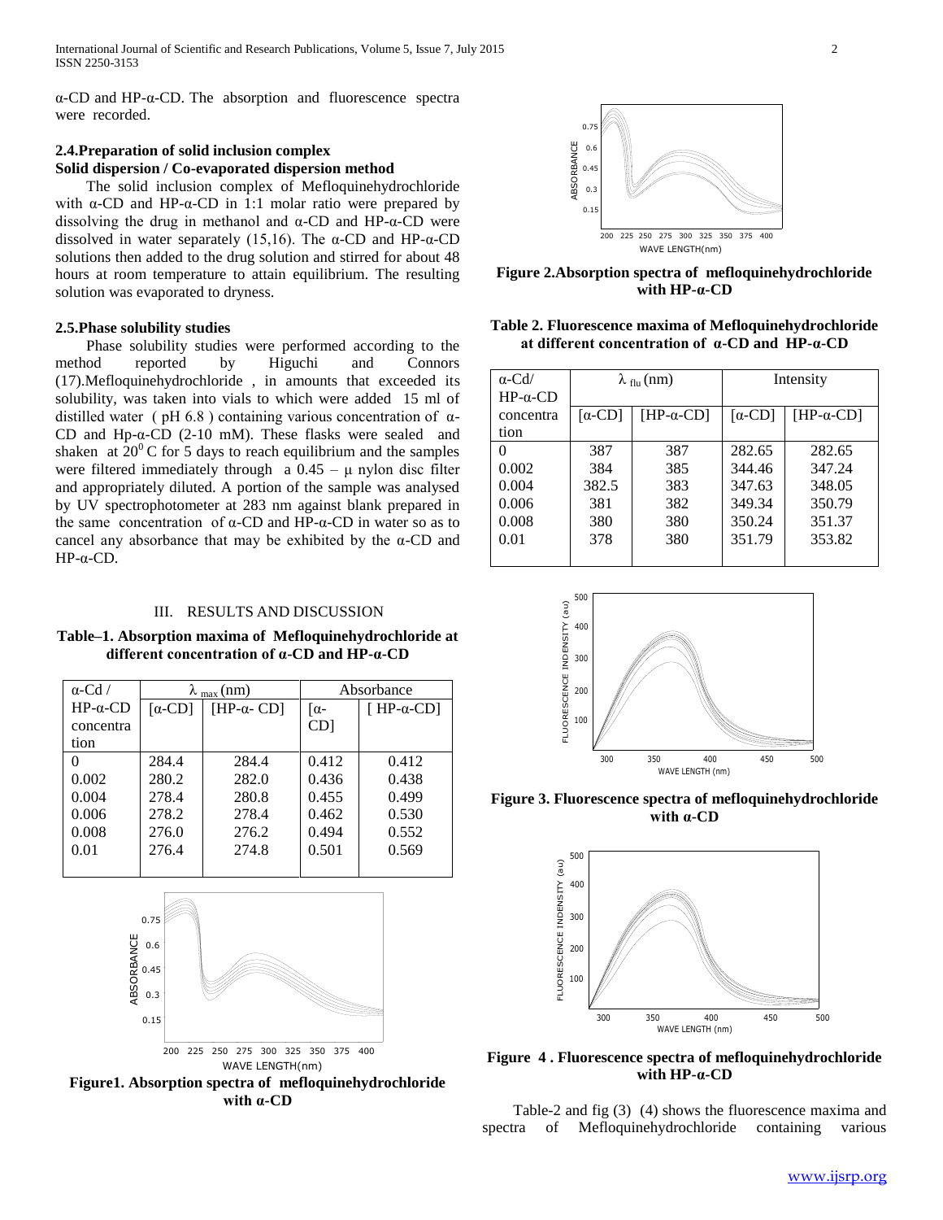α-CD and HP-α-CD. The absorption and fluorescence spectra were recorded.

### 2.4.Preparation of solid inclusion complex

**Solid dispersion / Co-evaporated dispersion method**

The solid inclusion complex of Mefloquinehydrochloride with α-CD and HP-α-CD in 1:1 molar ratio were prepared by dissolving the drug in methanol and α-CD and HP-α-CD were dissolved in water separately (15,16). The α-CD and HP-α-CD solutions then added to the drug solution and stirred for about 48 hours at room temperature to attain equilibrium. The resulting solution was evaporated to dryness.

### 2.5.Phase solubility studies

Phase solubility studies were performed according to the method reported by Higuchi and Connors (17).Mefloquinehydrochloride , in amounts that exceeded its solubility, was taken into vials to which were added 15 ml of distilled water ( pH 6.8 ) containing various concentration of α-CD and Hp-α-CD (2-10 mM). These flasks were sealed and shaken at $20^0$ C for 5 days to reach equilibrium and the samples were filtered immediately through a 0.45 – μ nylon disc filter and appropriately diluted. A portion of the sample was analysed by UV spectrophotometer at 283 nm against blank prepared in the same concentration of α-CD and HP-α-CD in water so as to cancel any absorbance that may be exhibited by the α-CD and HP-α-CD.

## III. RESULTS AND DISCUSSION

**Table–1. Absorption maxima of Mefloquinehydrochloride at different concentration of α-CD and HP-α-CD**

| α-Cd / HP-α-CD concentration | $\lambda_{max}$ (nm) | | Absorbance | |
|---|---|---|---|---|
| | [α-CD] | [HP-α- CD] | [α-CD] | [ HP-α-CD] |
| 0 | 284.4 | 284.4 | 0.412 | 0.412 |
| 0.002 | 280.2 | 282.0 | 0.436 | 0.438 |
| 0.004 | 278.4 | 280.8 | 0.455 | 0.499 |
| 0.006 | 278.2 | 278.4 | 0.462 | 0.530 |
| 0.008 | 276.0 | 276.2 | 0.494 | 0.552 |
| 0.01 | 276.4 | 274.8 | 0.501 | 0.569 |

**Figure1. Absorption spectra of mefloquinehydrochloride with α-CD**

**Figure 2.Absorption spectra of mefloquinehydrochloride with HP-α-CD**

**Table 2. Fluorescence maxima of Mefloquinehydrochloride at different concentration of α-CD and HP-α-CD**

| α-Cd/ HP-α-CD concentration | $\lambda_{flu}$ (nm) | | Intensity | |
|---|---|---|---|---|
| | [α-CD] | [HP-α-CD] | [α-CD] | [HP-α-CD] |
| 0 | 387 | 387 | 282.65 | 282.65 |
| 0.002 | 384 | 385 | 344.46 | 347.24 |
| 0.004 | 382.5 | 383 | 347.63 | 348.05 |
| 0.006 | 381 | 382 | 349.34 | 350.79 |
| 0.008 | 380 | 380 | 350.24 | 351.37 |
| 0.01 | 378 | 380 | 351.79 | 353.82 |

**Figure 3. Fluorescence spectra of mefloquinehydrochloride with α-CD**

**Figure 4 . Fluorescence spectra of mefloquinehydrochloride with HP-α-CD**

Table-2 and fig (3) (4) shows the fluorescence maxima and spectra of Mefloquinehydrochloride containing various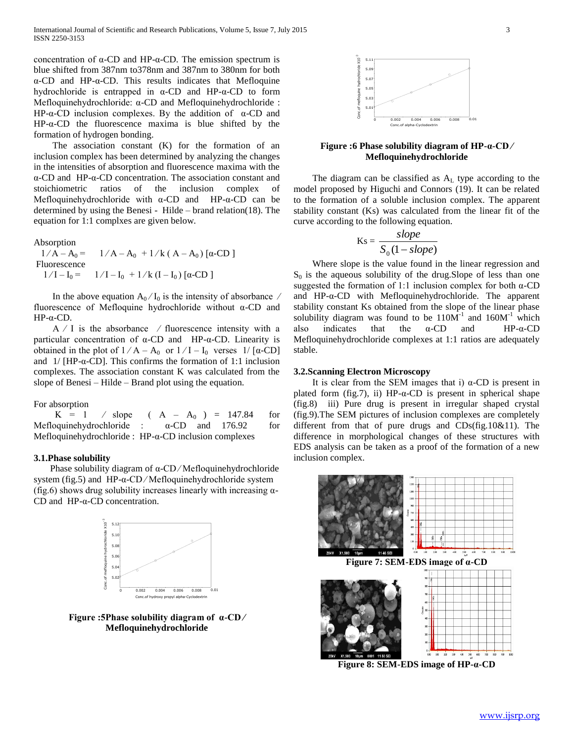concentration of α-CD and HP-α-CD. The emission spectrum is blue shifted from 387nm to378nm and 387nm to 380nm for both α-CD and HP-α-CD. This results indicates that Mefloquine hydrochloride is entrapped in α-CD and HP-α-CD to form Mefloquinehydrochloride: α-CD and Mefloquinehydrochloride : HP-α-CD inclusion complexes. By the addition of α-CD and HP-α-CD the fluorescence maxima is blue shifted by the formation of hydrogen bonding.

The association constant (K) for the formation of an inclusion complex has been determined by analyzing the changes in the intensities of absorption and fluorescence maxima with the α-CD and HP-α-CD concentration. The association constant and stoichiometric ratios of the inclusion complex of Mefloquinehydrochloride with α-CD and HP-α-CD can be determined by using the Benesi - Hilde – brand relation(18). The equation for 1:1 complxes are given below.

Absorption

$$1/A - A_0 = \quad 1/A - A_0 + 1/k\,(A - A_0)\,[\alpha\text{-CD}]$$

Fluorescence

$$1/I - I_0 = \quad 1/I - I_0 + 1/k\,(I - I_0)\,[\alpha\text{-CD}]$$

In the above equation $A_0 / I_0$ is the intensity of absorbance / fluorescence of Mefloquine hydrochloride without α-CD and HP-α-CD.

A / I is the absorbance / fluorescence intensity with a particular concentration of α-CD and HP-α-CD. Linearity is obtained in the plot of $1 / A - A_0$ or $1 / I - I_0$ verses 1/ [α-CD] and 1/ [HP-α-CD]. This confirms the formation of 1:1 inclusion complexes. The association constant K was calculated from the slope of Benesi – Hilde – Brand plot using the equation.

For absorption

$K = 1 / \text{slope} \; (A - A_0) = 147.84$ for Mefloquinehydrochloride : α-CD and 176.92 for Mefloquinehydrochloride : HP-α-CD inclusion complexes

### 3.1.Phase solubility

Phase solubility diagram of α-CD/Mefloquinehydrochloride system (fig.5) and HP-α-CD/Mefloquinehydrochloride system (fig.6) shows drug solubility increases linearly with increasing α-CD and HP-α-CD concentration.

**Figure :5Phase solubility diagram of α-CD/ Mefloquinehydrochloride**

**Figure :6 Phase solubility diagram of HP-α-CD/ Mefloquinehydrochloride**

The diagram can be classified as $A_L$ type according to the model proposed by Higuchi and Connors (19). It can be related to the formation of a soluble inclusion complex. The apparent stability constant (Ks) was calculated from the linear fit of the curve according to the following equation.

$$\text{Ks} = \frac{slope}{S_0(1 - slope)}$$

Where slope is the value found in the linear regression and $S_0$ is the aqueous solubility of the drug.Slope of less than one suggested the formation of 1:1 inclusion complex for both α-CD and HP-α-CD with Mefloquinehydrochloride. The apparent stability constant Ks obtained from the slope of the linear phase solubility diagram was found to be $110M^{-1}$ and $160M^{-1}$ which also indicates that the α-CD and HP-α-CD Mefloquinehydrochloride complexes at 1:1 ratios are adequately stable.

### 3.2.Scanning Electron Microscopy

It is clear from the SEM images that i) α-CD is present in plated form (fig.7), ii) HP-α-CD is present in spherical shape (fig.8) iii) Pure drug is present in irregular shaped crystal (fig.9).The SEM pictures of inclusion complexes are completely different from that of pure drugs and CDs(fig.10&11). The difference in morphological changes of these structures with EDS analysis can be taken as a proof of the formation of a new inclusion complex.

**Figure 7: SEM-EDS image of α-CD**

**Figure 8: SEM-EDS image of HP-α-CD**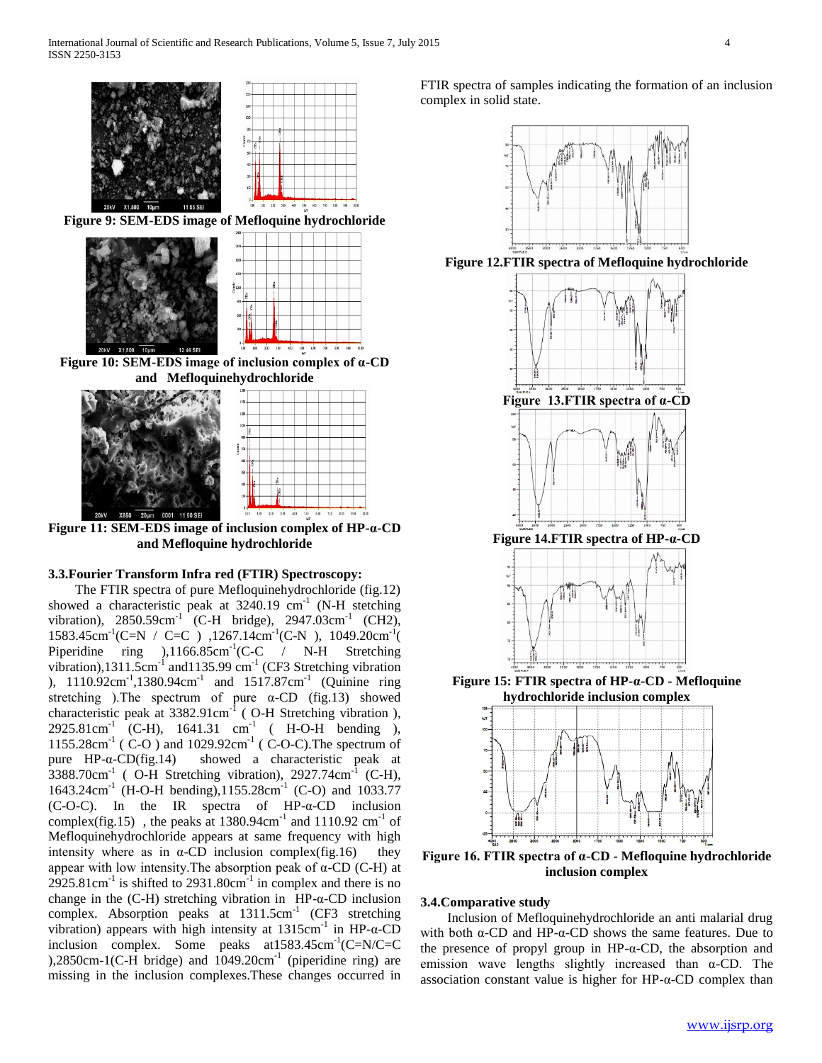**Figure 9: SEM-EDS image of Mefloquine hydrochloride**

**Figure 10: SEM-EDS image of inclusion complex of α-CD and Mefloquinehydrochloride**

**Figure 11: SEM-EDS image of inclusion complex of HP-α-CD and Mefloquine hydrochloride**

### 3.3.Fourier Transform Infra red (FTIR) Spectroscopy:

The FTIR spectra of pure Mefloquinehydrochloride (fig.12) showed a characteristic peak at 3240.19 $cm^{-1}$ (N-H stetching vibration), 2850.59$cm^{-1}$ (C-H bridge), 2947.03$cm^{-1}$ (CH2), 1583.45$cm^{-1}$(C=N / C=C ) ,1267.14$cm^{-1}$(C-N ), 1049.20$cm^{-1}$( Piperidine ring ),1166.85$cm^{-1}$(C-C / N-H Stretching vibration),1311.5$cm^{-1}$ and1135.99 $cm^{-1}$ (CF3 Stretching vibration ), 1110.92$cm^{-1}$,1380.94$cm^{-1}$ and 1517.87$cm^{-1}$ (Quinine ring stretching ).The spectrum of pure α-CD (fig.13) showed characteristic peak at 3382.91$cm^{-1}$ ( O-H Stretching vibration ), 2925.81$cm^{-1}$ (C-H), 1641.31 $cm^{-1}$ ( H-O-H bending ), 1155.28$cm^{-1}$ ( C-O ) and 1029.92$cm^{-1}$ ( C-O-C).The spectrum of pure HP-α-CD(fig.14) showed a characteristic peak at 3388.70$cm^{-1}$ ( O-H Stretching vibration), 2927.74$cm^{-1}$ (C-H), 1643.24$cm^{-1}$ (H-O-H bending),1155.28$cm^{-1}$ (C-O) and 1033.77 (C-O-C). In the IR spectra of HP-α-CD inclusion complex(fig.15) , the peaks at 1380.94$cm^{-1}$ and 1110.92 $cm^{-1}$ of Mefloquinehydrochloride appears at same frequency with high intensity where as in α-CD inclusion complex(fig.16) they appear with low intensity.The absorption peak of α-CD (C-H) at 2925.81$cm^{-1}$ is shifted to 2931.80$cm^{-1}$ in complex and there is no change in the (C-H) stretching vibration in HP-α-CD inclusion complex. Absorption peaks at 1311.5$cm^{-1}$ (CF3 stretching vibration) appears with high intensity at 1315$cm^{-1}$ in HP-α-CD inclusion complex. Some peaks at1583.45$cm^{-1}$(C=N/C=C ),2850cm-1(C-H bridge) and 1049.20$cm^{-1}$ (piperidine ring) are missing in the inclusion complexes.These changes occurred in FTIR spectra of samples indicating the formation of an inclusion complex in solid state.

**Figure 12.FTIR spectra of Mefloquine hydrochloride**

**Figure 13.FTIR spectra of α-CD**

**Figure 14.FTIR spectra of HP-α-CD**

**Figure 15: FTIR spectra of HP-α-CD - Mefloquine hydrochloride inclusion complex**

**Figure 16. FTIR spectra of α-CD - Mefloquine hydrochloride inclusion complex**

### 3.4.Comparative study

Inclusion of Mefloquinehydrochloride an anti malarial drug with both α-CD and HP-α-CD shows the same features. Due to the presence of propyl group in HP-α-CD, the absorption and emission wave lengths slightly increased than α-CD. The association constant value is higher for HP-α-CD complex than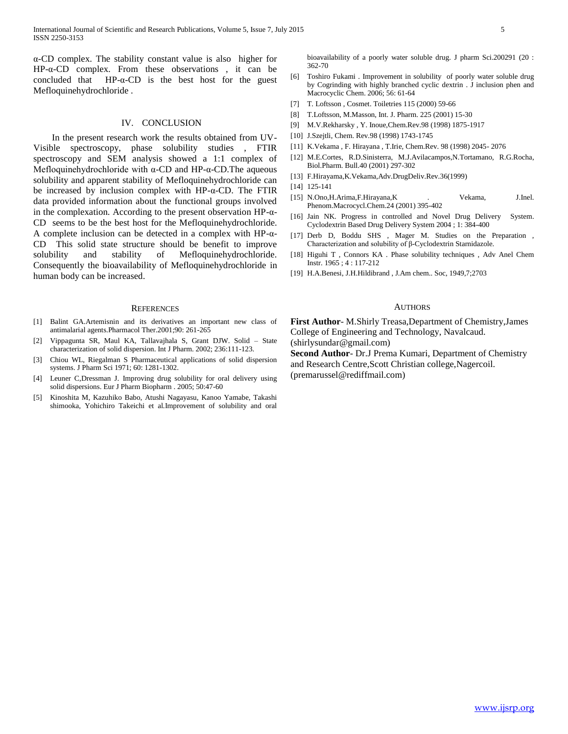α-CD complex. The stability constant value is also higher for HP-α-CD complex. From these observations , it can be concluded that HP-α-CD is the best host for the guest Mefloquinehydrochloride .

## IV. CONCLUSION

In the present research work the results obtained from UV-Visible spectroscopy, phase solubility studies , FTIR spectroscopy and SEM analysis showed a 1:1 complex of Mefloquinehydrochloride with α-CD and HP-α-CD.The aqueous solubility and apparent stability of Mefloquinehydrochloride can be increased by inclusion complex with HP-α-CD. The FTIR data provided information about the functional groups involved in the complexation. According to the present observation HP-α-CD seems to be the best host for the Mefloquinehydrochloride. A complete inclusion can be detected in a complex with HP-α-CD This solid state structure should be benefit to improve solubility and stability of Mefloquinehydrochloride. Consequently the bioavailability of Mefloquinehydrochloride in human body can be increased.

## REFERENCES

[1] Balint GA.Artemisnin and its derivatives an important new class of antimalarial agents.Pharmacol Ther.2001;90: 261-265

[2] Vippagunta SR, Maul KA, Tallavajhala S, Grant DJW. Solid – State characterization of solid dispersion. Int J Pharm. 2002; 236:111-123.

[3] Chiou WL, Riegalman S Pharmaceutical applications of solid dispersion systems. J Pharm Sci 1971; 60: 1281-1302.

[4] Leuner C,Dressman J. Improving drug solubility for oral delivery using solid dispersions. Eur J Pharm Biopharm . 2005; 50:47-60

[5] Kinoshita M, Kazuhiko Babo, Atushi Nagayasu, Kanoo Yamabe, Takashi shimooka, Yohichiro Takeichi et al.Improvement of solubility and oral bioavailability of a poorly water soluble drug. J pharm Sci.200291 (20 : 362-70

[6] Toshiro Fukami . Improvement in solubility of poorly water soluble drug by Cogrinding with highly branched cyclic dextrin . J inclusion phen and Macrocyclic Chem. 2006; 56: 61-64

[7] T. Loftsson , Cosmet. Toiletries 115 (2000) 59-66

[8] T.Loftsson, M.Masson, Int. J. Pharm. 225 (2001) 15-30

[9] M.V.Rekharsky , Y. Inoue,Chem.Rev.98 (1998) 1875-1917

[10] J.Szejtli, Chem. Rev.98 (1998) 1743-1745

[11] K.Vekama , F. Hirayana , T.Irie, Chem.Rev. 98 (1998) 2045- 2076

[12] M.E.Cortes, R.D.Sinisterra, M.J.Avilacampos,N.Tortamano, R.G.Rocha, Biol.Pharm. Bull.40 (2001) 297-302

[13] F.Hirayama,K.Vekama,Adv.DrugDeliv.Rev.36(1999)

[14] 125-141

[15] N.Ono,H.Arima,F.Hirayana,K . Vekama, J.Inel. Phenom.Macrocycl.Chem.24 (2001) 395-402

[16] Jain NK. Progress in controlled and Novel Drug Delivery System. Cyclodextrin Based Drug Delivery System 2004 ; 1: 384-400

[17] Derb D, Boddu SHS , Mager M. Studies on the Preparation , Characterization and solubility of β-Cyclodextrin Starnidazole.

[18] Higuhi T , Connors KA . Phase solubility techniques , Adv Anel Chem Instr. 1965 ; 4 : 117-212

[19] H.A.Benesi, J.H.Hildibrand , J.Am chem.. Soc, 1949,7;2703

## AUTHORS

**First Author**- M.Shirly Treasa,Department of Chemistry,James College of Engineering and Technology, Navalcaud. (shirlysundar@gmail.com)

**Second Author**- Dr.J Prema Kumari, Department of Chemistry and Research Centre,Scott Christian college,Nagercoil. (premarussel@rediffmail.com)